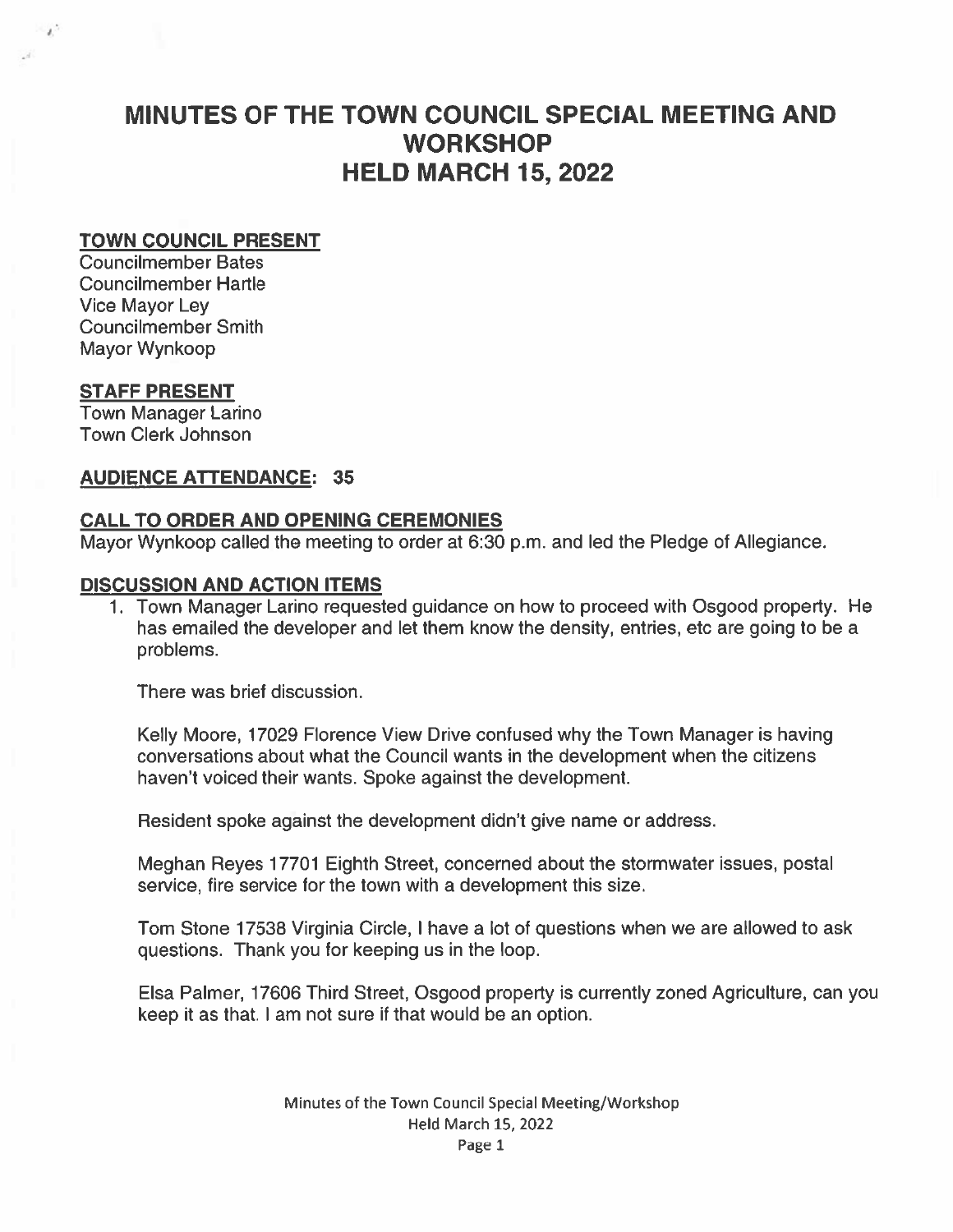# MINUTES OF THE TOWN COUNCIL SPECIAL MEETING AND WORKSHOP HELD MARCH 15, 2022

## TOWN COUNCIL PRESENT

Councilmember Bates
Councilmember Hartle
Vice Mayor Ley
Councilmember Smith
Mayor Wynkoop

## STAFF PRESENT

Town Manager Larino
Town Clerk Johnson

## AUDIENCE ATTENDANCE: 35

## CALL TO ORDER AND OPENING CEREMONIES

Mayor Wynkoop called the meeting to order at 6:30 p.m. and led the Pledge of Allegiance.

## DISCUSSION AND ACTION ITEMS

1. Town Manager Larino requested guidance on how to proceed with Osgood property. He has emailed the developer and let them know the density, entries, etc are going to be a problems.

   There was brief discussion.

   Kelly Moore, 17029 Florence View Drive confused why the Town Manager is having conversations about what the Council wants in the development when the citizens haven't voiced their wants. Spoke against the development.

   Resident spoke against the development didn't give name or address.

   Meghan Reyes 17701 Eighth Street, concerned about the stormwater issues, postal service, fire service for the town with a development this size.

   Tom Stone 17538 Virginia Circle, I have a lot of questions when we are allowed to ask questions. Thank you for keeping us in the loop.

   Elsa Palmer, 17606 Third Street, Osgood property is currently zoned Agriculture, can you keep it as that. I am not sure if that would be an option.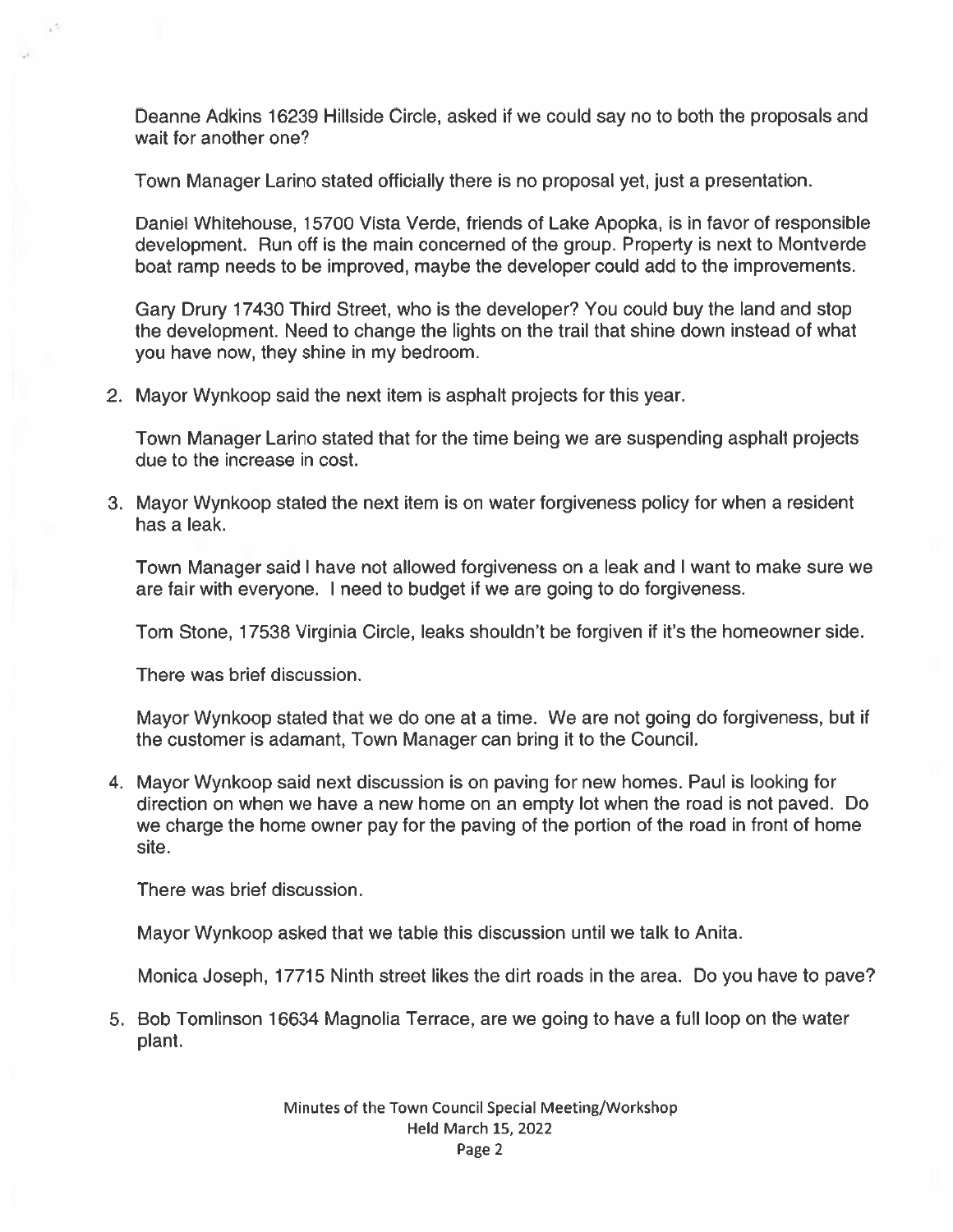Deanne Adkins 16239 Hillside Circle, asked if we could say no to both the proposals and wait for another one?

Town Manager Larino stated officially there is no proposal yet, just a presentation.

Daniel Whitehouse, 15700 Vista Verde, friends of Lake Apopka, is in favor of responsible development. Run off is the main concerned of the group. Property is next to Montverde boat ramp needs to be improved, maybe the developer could add to the improvements.

Gary Drury 17430 Third Street, who is the developer? You could buy the land and stop the development. Need to change the lights on the trail that shine down instead of what you have now, they shine in my bedroom.

2. Mayor Wynkoop said the next item is asphalt projects for this year.

   Town Manager Larino stated that for the time being we are suspending asphalt projects due to the increase in cost.

3. Mayor Wynkoop stated the next item is on water forgiveness policy for when a resident has a leak.

   Town Manager said I have not allowed forgiveness on a leak and I want to make sure we are fair with everyone. I need to budget if we are going to do forgiveness.

   Tom Stone, 17538 Virginia Circle, leaks shouldn't be forgiven if it's the homeowner side.

   There was brief discussion.

   Mayor Wynkoop stated that we do one at a time. We are not going do forgiveness, but if the customer is adamant, Town Manager can bring it to the Council.

4. Mayor Wynkoop said next discussion is on paving for new homes. Paul is looking for direction on when we have a new home on an empty lot when the road is not paved. Do we charge the home owner pay for the paving of the portion of the road in front of home site.

   There was brief discussion.

   Mayor Wynkoop asked that we table this discussion until we talk to Anita.

   Monica Joseph, 17715 Ninth street likes the dirt roads in the area. Do you have to pave?

5. Bob Tomlinson 16634 Magnolia Terrace, are we going to have a full loop on the water plant.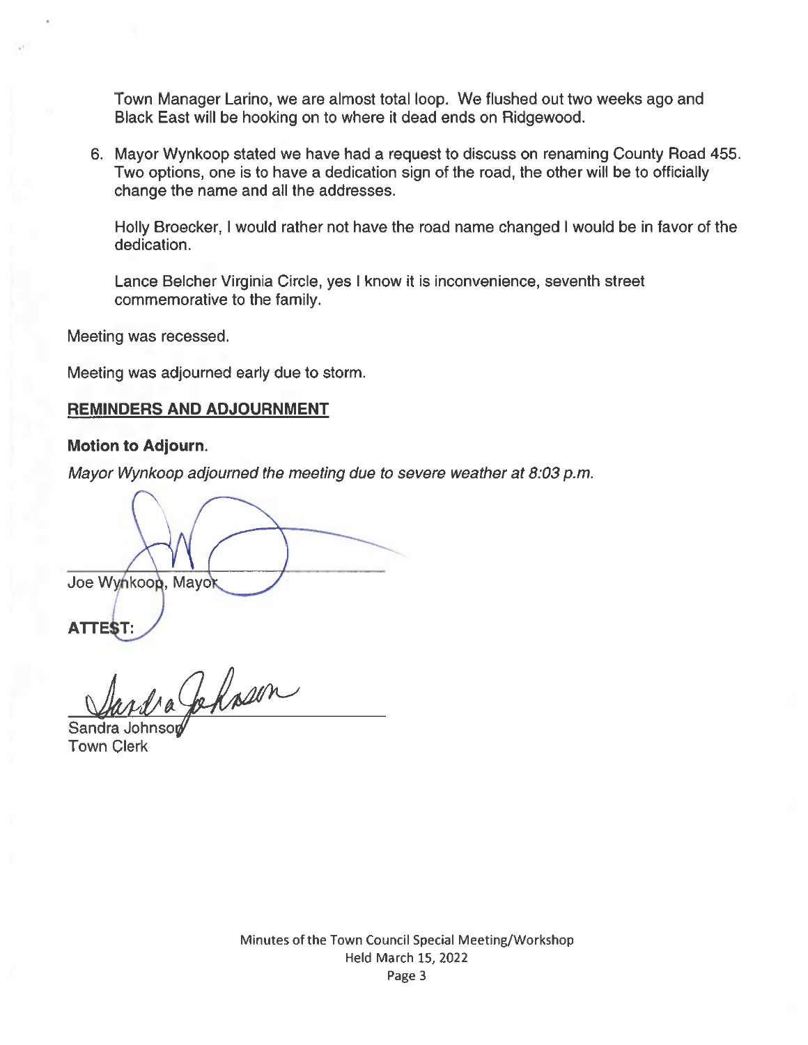Town Manager Larino, we are almost total loop. We flushed out two weeks ago and Black East will be hooking on to where it dead ends on Ridgewood.

6. Mayor Wynkoop stated we have had a request to discuss on renaming County Road 455. Two options, one is to have a dedication sign of the road, the other will be to officially change the name and all the addresses.

   Holly Broecker, I would rather not have the road name changed I would be in favor of the dedication.

   Lance Belcher Virginia Circle, yes I know it is inconvenience, seventh street commemorative to the family.

Meeting was recessed.

Meeting was adjourned early due to storm.

## REMINDERS AND ADJOURNMENT

**Motion to Adjourn.**

*Mayor Wynkoop adjourned the meeting due to severe weather at 8:03 p.m.*

Joe Wynkoop, Mayor

**ATTEST:**

Sandra Johnson
Town Clerk

Minutes of the Town Council Special Meeting/Workshop
Held March 15, 2022